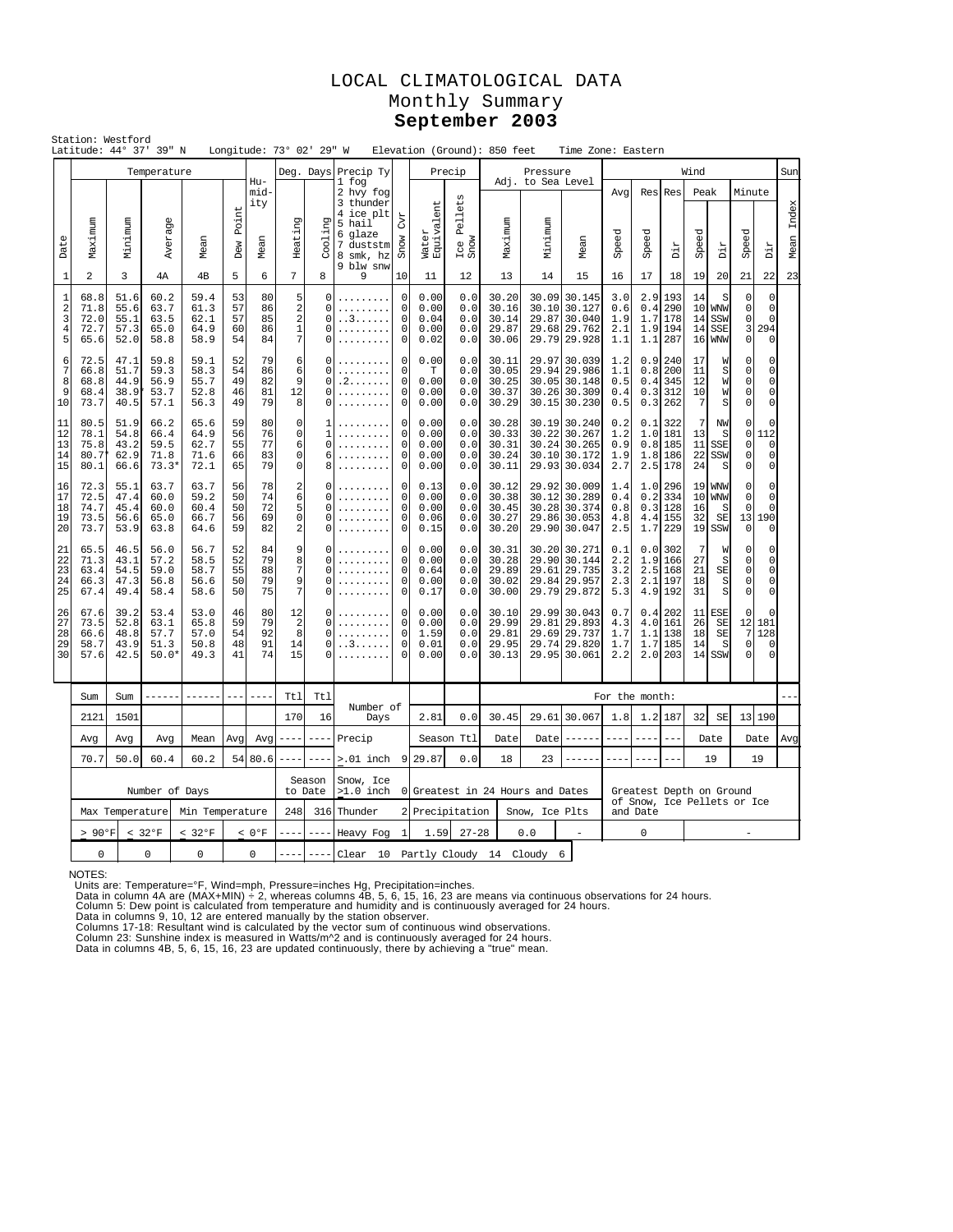# LOCAL CLIMATOLOGICAL DATA
## Monthly Summary
## September 2003

Station: Westford
Latitude: 44° 37' 39" N   Longitude: 73° 02' 29" W   Elevation (Ground): 850 feet   Time Zone: Eastern

| Date | Temperature Maximum | Temperature Minimum | Temperature Average | Temperature Mean | Dew Point | Humidity Mean | Deg. Days Heating | Deg. Days Cooling | Precip Ty (1 fog, 2 hvy fog, 3 thunder, 4 ice plt, 5 hail, 6 glaze, 7 duststm, 8 smk, hz, 9 blw snw) | Snow Cvr | Precip Water Equivalent | Precip Ice Pellets Snow | Pressure Maximum | Pressure Minimum | Pressure Mean | Wind Avg Speed | Wind Res Speed | Wind Res Dir | Wind Peak Speed | Wind Peak Dir | Wind Minute Speed | Wind Minute Dir | Sun Mean Index |
|---|---|---|---|---|---|---|---|---|---|---|---|---|---|---|---|---|---|---|---|---|---|---|---|
| 1 | 2 | 3 | 4A | 4B | 5 | 6 | 7 | 8 | 9 | 10 | 11 | 12 | 13 | 14 | 15 | 16 | 17 | 18 | 19 | 20 | 21 | 22 | 23 |
| 1 | 68.8 | 51.6 | 60.2 | 59.4 | 53 | 80 | 5 | 0 | ......... | 0 | 0.00 | 0.0 | 30.20 | 30.09 | 30.145 | 3.0 | 2.9 | 193 | 14 | S | 0 | 0 | |
| 2 | 71.8 | 55.6 | 63.7 | 61.3 | 57 | 86 | 2 | 0 | ......... | 0 | 0.00 | 0.0 | 30.16 | 30.10 | 30.127 | 0.6 | 0.4 | 290 | 10 | WNW | 0 | 0 | |
| 3 | 72.0 | 55.1 | 63.5 | 62.1 | 57 | 85 | 2 | 0 | ..3...... | 0 | 0.04 | 0.0 | 30.14 | 29.87 | 30.040 | 1.9 | 1.7 | 178 | 14 | SSW | 0 | 0 | |
| 4 | 72.7 | 57.3 | 65.0 | 64.9 | 60 | 86 | 1 | 0 | ......... | 0 | 0.00 | 0.0 | 29.87 | 29.68 | 29.762 | 2.1 | 1.9 | 194 | 14 | SSE | 3 | 294 | |
| 5 | 65.6 | 52.0 | 58.8 | 58.9 | 54 | 84 | 7 | 0 | ......... | 0 | 0.02 | 0.0 | 30.06 | 29.79 | 29.928 | 1.1 | 1.1 | 287 | 16 | WNW | 0 | 0 | |
| 6 | 72.5 | 47.1 | 59.8 | 59.1 | 52 | 79 | 6 | 0 | ......... | 0 | 0.00 | 0.0 | 30.11 | 29.97 | 30.039 | 1.2 | 0.9 | 240 | 17 | W | 0 | 0 | |
| 7 | 66.8 | 51.7 | 59.3 | 58.3 | 54 | 86 | 6 | 0 | ......... | 0 | T | 0.0 | 30.05 | 29.94 | 29.986 | 1.1 | 0.8 | 200 | 11 | S | 0 | 0 | |
| 8 | 68.8 | 44.9 | 56.9 | 55.7 | 49 | 82 | 9 | 0 | .2....... | 0 | 0.00 | 0.0 | 30.25 | 30.05 | 30.148 | 0.5 | 0.4 | 345 | 12 | W | 0 | 0 | |
| 9 | 68.4 | 38.9* | 53.7 | 52.8 | 46 | 81 | 12 | 0 | ......... | 0 | 0.00 | 0.0 | 30.37 | 30.26 | 30.309 | 0.4 | 0.3 | 312 | 10 | W | 0 | 0 | |
| 10 | 73.7 | 40.5 | 57.1 | 56.3 | 49 | 79 | 8 | 0 | ......... | 0 | 0.00 | 0.0 | 30.29 | 30.15 | 30.230 | 0.5 | 0.3 | 262 | 7 | S | 0 | 0 | |
| 11 | 80.5 | 51.9 | 66.2 | 65.6 | 59 | 80 | 0 | 1 | ......... | 0 | 0.00 | 0.0 | 30.28 | 30.19 | 30.240 | 0.2 | 0.1 | 322 | 7 | NW | 0 | 0 | |
| 12 | 78.1 | 54.8 | 66.4 | 64.9 | 56 | 76 | 0 | 1 | ......... | 0 | 0.00 | 0.0 | 30.33 | 30.22 | 30.267 | 1.2 | 1.0 | 181 | 13 | S | 0 | 112 | |
| 13 | 75.8 | 43.2 | 59.5 | 62.7 | 55 | 77 | 6 | 0 | ......... | 0 | 0.00 | 0.0 | 30.31 | 30.24 | 30.265 | 0.9 | 0.8 | 185 | 11 | SSE | 0 | 0 | |
| 14 | 80.7* | 62.9 | 71.8 | 71.6 | 66 | 83 | 0 | 6 | ......... | 0 | 0.00 | 0.0 | 30.24 | 30.10 | 30.172 | 1.9 | 1.8 | 186 | 22 | SSW | 0 | 0 | |
| 15 | 80.1 | 66.6 | 73.3* | 72.1 | 65 | 79 | 0 | 8 | ......... | 0 | 0.00 | 0.0 | 30.11 | 29.93 | 30.034 | 2.7 | 2.5 | 178 | 24 | S | 0 | 0 | |
| 16 | 72.3 | 55.1 | 63.7 | 63.7 | 56 | 78 | 2 | 0 | ......... | 0 | 0.13 | 0.0 | 30.12 | 29.92 | 30.009 | 1.4 | 1.0 | 296 | 19 | WNW | 0 | 0 | |
| 17 | 72.5 | 47.4 | 60.0 | 59.2 | 50 | 74 | 6 | 0 | ......... | 0 | 0.00 | 0.0 | 30.38 | 30.12 | 30.289 | 0.4 | 0.2 | 334 | 10 | WNW | 0 | 0 | |
| 18 | 74.7 | 45.4 | 60.0 | 60.4 | 50 | 72 | 5 | 0 | ......... | 0 | 0.00 | 0.0 | 30.45 | 30.28 | 30.374 | 0.8 | 0.3 | 128 | 16 | S | 0 | 0 | |
| 19 | 73.5 | 56.6 | 65.0 | 66.7 | 56 | 69 | 0 | 0 | ......... | 0 | 0.06 | 0.0 | 30.27 | 29.86 | 30.053 | 4.8 | 4.4 | 155 | 32 | SE | 13 | 190 | |
| 20 | 73.7 | 53.9 | 63.8 | 64.6 | 59 | 82 | 2 | 0 | ......... | 0 | 0.15 | 0.0 | 30.20 | 29.90 | 30.047 | 2.5 | 1.7 | 229 | 19 | SSW | 0 | 0 | |
| 21 | 65.5 | 46.5 | 56.0 | 56.7 | 52 | 84 | 9 | 0 | ......... | 0 | 0.00 | 0.0 | 30.31 | 30.20 | 30.271 | 0.1 | 0.0 | 302 | 7 | W | 0 | 0 | |
| 22 | 71.3 | 43.1 | 57.2 | 58.5 | 52 | 79 | 8 | 0 | ......... | 0 | 0.00 | 0.0 | 30.28 | 29.90 | 30.144 | 2.2 | 1.9 | 166 | 27 | S | 0 | 0 | |
| 23 | 63.4 | 54.5 | 59.0 | 58.7 | 55 | 88 | 7 | 0 | ......... | 0 | 0.64 | 0.0 | 29.89 | 29.61 | 29.735 | 3.2 | 2.5 | 168 | 21 | SE | 0 | 0 | |
| 24 | 66.3 | 47.3 | 56.8 | 56.6 | 50 | 79 | 9 | 0 | ......... | 0 | 0.00 | 0.0 | 30.02 | 29.84 | 29.957 | 2.3 | 2.1 | 197 | 18 | S | 0 | 0 | |
| 25 | 67.4 | 49.4 | 58.4 | 58.6 | 50 | 75 | 7 | 0 | ......... | 0 | 0.17 | 0.0 | 30.00 | 29.79 | 29.872 | 5.3 | 4.9 | 192 | 31 | S | 0 | 0 | |
| 26 | 67.6 | 39.2 | 53.4 | 53.0 | 46 | 80 | 12 | 0 | ......... | 0 | 0.00 | 0.0 | 30.10 | 29.99 | 30.043 | 0.7 | 0.4 | 202 | 11 | ESE | 0 | 0 | |
| 27 | 73.5 | 52.8 | 63.1 | 65.8 | 59 | 79 | 2 | 0 | ......... | 0 | 0.00 | 0.0 | 29.99 | 29.81 | 29.893 | 4.3 | 4.0 | 161 | 26 | SE | 12 | 181 | |
| 28 | 66.6 | 48.8 | 57.7 | 57.0 | 54 | 92 | 8 | 0 | ......... | 0 | 1.59 | 0.0 | 29.81 | 29.69 | 29.737 | 1.7 | 1.1 | 138 | 18 | SE | 7 | 128 | |
| 29 | 58.7 | 43.9 | 51.3 | 50.8 | 48 | 91 | 14 | 0 | ..3...... | 0 | 0.01 | 0.0 | 29.95 | 29.74 | 29.820 | 1.7 | 1.7 | 185 | 14 | S | 0 | 0 | |
| 30 | 57.6 | 42.5 | 50.0* | 49.3 | 41 | 74 | 15 | 0 | ......... | 0 | 0.00 | 0.0 | 30.13 | 29.95 | 30.061 | 2.2 | 2.0 | 203 | 14 | SSW | 0 | 0 | |

| Sum | Sum | ------ | ------ | --- | ---- | Ttl | Ttl | Number of Days | | | | | | | For the month: | | | | | | | --- |
|---|---|---|---|---|---|---|---|---|---|---|---|---|---|---|---|---|---|---|---|---|---|---|
| 2121 | 1501 | | | | | 170 | 16 | | | 2.81 | 0.0 | 30.45 | 29.61 | 30.067 | 1.8 | 1.2 | 187 | 32 | SE | 13 | 190 | |
| Avg | Avg | Avg | Mean | Avg | Avg | ---- | ---- | Precip | | Season Ttl | | Date | Date | ------ | ---- | ---- | --- | Date | | Date | | Avg |
| 70.7 | 50.0 | 60.4 | 60.2 | 54 | 80.6 | ---- | ---- | >.01 inch | 9 | 29.87 | 0.0 | 18 | 23 | ------ | ---- | ---- | --- | 19 | | 19 | | |

| Number of Days | | | | Season to Date | | Snow, Ice >1.0 inch | 0 | Greatest in 24 Hours and Dates | | | Greatest Depth on Ground of Snow, Ice Pellets or Ice and Date | |
|---|---|---|---|---|---|---|---|---|---|---|---|---|
| Max Temperature | | Min Temperature | | 248 | 316 | Thunder | 2 | Precipitation | | Snow, Ice Plts | | |
| > 90°F | < 32°F | < 32°F | < 0°F | ---- | ---- | Heavy Fog | 1 | 1.59 | 27-28 | 0.0 | - | 0 | - |
| 0 | 0 | 0 | 0 | ---- | ---- | Clear 10 | Partly Cloudy 14 | Cloudy 6 | | | | |

NOTES:
Units are: Temperature=°F, Wind=mph, Pressure=inches Hg, Precipitation=inches.
Data in column 4A are (MAX+MIN) ÷ 2, whereas columns 4B, 5, 6, 15, 16, 23 are means via continuous observations for 24 hours.
Column 5: Dew point is calculated from temperature and humidity and is continuously averaged for 24 hours.
Data in columns 9, 10, 12 are entered manually by the station observer.
Columns 17-18: Resultant wind is calculated by the vector sum of continuous wind observations.
Column 23: Sunshine index is measured in Watts/m^2 and is continuously averaged for 24 hours.
Data in columns 4B, 5, 6, 15, 16, 23 are updated continuously, there by achieving a "true" mean.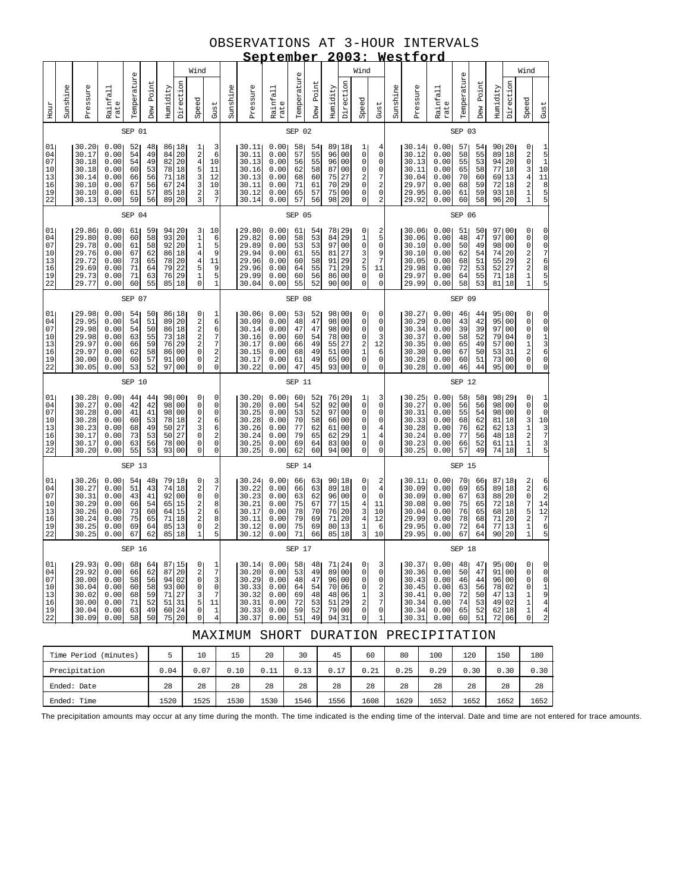# OBSERVATIONS AT 3-HOUR INTERVALS

## September 2003: Westford

### SEP 01 / SEP 02 / SEP 03

| Hour | Sunshine | Pressure | Rainfall rate | Temperature | Dew Point | Humidity | Wind Direction | Wind Speed | Wind Gust | Sunshine | Pressure | Rainfall rate | Temperature | Dew Point | Humidity | Wind Direction | Wind Speed | Wind Gust | Sunshine | Pressure | Rainfall rate | Temperature | Dew Point | Humidity | Wind Direction | Wind Speed | Wind Gust |
|---|---|---|---|---|---|---|---|---|---|---|---|---|---|---|---|---|---|---|---|---|---|---|---|---|---|---|---|
| 01 | | 30.20 | 0.00 | 52 | 48 | 86 | 18 | 1 | 3 | | 30.11 | 0.00 | 58 | 54 | 89 | 18 | 1 | 4 | | 30.14 | 0.00 | 57 | 54 | 90 | 20 | 0 | 1 |
| 04 | | 30.17 | 0.00 | 54 | 49 | 84 | 20 | 2 | 6 | | 30.11 | 0.00 | 57 | 55 | 96 | 00 | 0 | 0 | | 30.12 | 0.00 | 58 | 55 | 89 | 18 | 2 | 5 |
| 07 | | 30.18 | 0.00 | 54 | 49 | 82 | 20 | 4 | 10 | | 30.13 | 0.00 | 56 | 55 | 96 | 00 | 0 | 0 | | 30.13 | 0.00 | 55 | 53 | 94 | 20 | 0 | 1 |
| 10 | | 30.18 | 0.00 | 60 | 53 | 78 | 18 | 5 | 11 | | 30.16 | 0.00 | 62 | 58 | 87 | 00 | 0 | 0 | | 30.11 | 0.00 | 65 | 58 | 77 | 18 | 3 | 10 |
| 13 | | 30.14 | 0.00 | 66 | 56 | 71 | 18 | 3 | 12 | | 30.13 | 0.00 | 68 | 60 | 75 | 27 | 2 | 7 | | 30.04 | 0.00 | 70 | 60 | 69 | 13 | 4 | 11 |
| 16 | | 30.10 | 0.00 | 67 | 56 | 67 | 24 | 3 | 10 | | 30.11 | 0.00 | 71 | 61 | 70 | 29 | 0 | 2 | | 29.97 | 0.00 | 68 | 59 | 72 | 18 | 2 | 8 |
| 19 | | 30.10 | 0.00 | 61 | 57 | 85 | 18 | 2 | 3 | | 30.12 | 0.00 | 65 | 57 | 75 | 00 | 0 | 0 | | 29.95 | 0.00 | 61 | 59 | 93 | 18 | 1 | 5 |
| 22 | | 30.13 | 0.00 | 59 | 56 | 89 | 20 | 3 | 7 | | 30.14 | 0.00 | 57 | 56 | 98 | 20 | 0 | 2 | | 29.92 | 0.00 | 60 | 58 | 96 | 20 | 1 | 5 |

### SEP 04 / SEP 05 / SEP 06

| Hour | Sunshine | Pressure | Rainfall rate | Temperature | Dew Point | Humidity | Wind Direction | Wind Speed | Wind Gust | Sunshine | Pressure | Rainfall rate | Temperature | Dew Point | Humidity | Wind Direction | Wind Speed | Wind Gust | Sunshine | Pressure | Rainfall rate | Temperature | Dew Point | Humidity | Wind Direction | Wind Speed | Wind Gust |
|---|---|---|---|---|---|---|---|---|---|---|---|---|---|---|---|---|---|---|---|---|---|---|---|---|---|---|---|
| 01 | | 29.86 | 0.00 | 61 | 59 | 94 | 20 | 3 | 10 | | 29.80 | 0.00 | 61 | 54 | 78 | 29 | 0 | 2 | | 30.06 | 0.00 | 51 | 50 | 97 | 00 | 0 | 0 |
| 04 | | 29.80 | 0.00 | 60 | 58 | 93 | 20 | 1 | 6 | | 29.82 | 0.00 | 58 | 53 | 84 | 29 | 1 | 5 | | 30.06 | 0.00 | 48 | 47 | 97 | 00 | 0 | 0 |
| 07 | | 29.78 | 0.00 | 61 | 58 | 92 | 20 | 1 | 5 | | 29.89 | 0.00 | 53 | 53 | 97 | 00 | 0 | 0 | | 30.10 | 0.00 | 50 | 49 | 98 | 00 | 0 | 0 |
| 10 | | 29.76 | 0.00 | 67 | 62 | 86 | 18 | 4 | 9 | | 29.94 | 0.00 | 61 | 55 | 81 | 27 | 3 | 9 | | 30.10 | 0.00 | 62 | 54 | 74 | 20 | 2 | 7 |
| 13 | | 29.72 | 0.00 | 73 | 65 | 78 | 20 | 4 | 11 | | 29.96 | 0.00 | 60 | 58 | 91 | 29 | 2 | 7 | | 30.05 | 0.00 | 68 | 51 | 55 | 29 | 2 | 6 |
| 16 | | 29.69 | 0.00 | 71 | 64 | 79 | 22 | 5 | 9 | | 29.96 | 0.00 | 64 | 55 | 71 | 29 | 5 | 11 | | 29.98 | 0.00 | 72 | 53 | 52 | 27 | 2 | 8 |
| 19 | | 29.73 | 0.00 | 71 | 63 | 76 | 29 | 1 | 5 | | 29.99 | 0.00 | 60 | 56 | 86 | 00 | 0 | 0 | | 29.97 | 0.00 | 64 | 55 | 71 | 18 | 1 | 5 |
| 22 | | 29.77 | 0.00 | 60 | 55 | 85 | 18 | 0 | 1 | | 30.04 | 0.00 | 55 | 52 | 90 | 00 | 0 | 0 | | 29.99 | 0.00 | 58 | 53 | 81 | 18 | 1 | 5 |

### SEP 07 / SEP 08 / SEP 09

| Hour | Sunshine | Pressure | Rainfall rate | Temperature | Dew Point | Humidity | Wind Direction | Wind Speed | Wind Gust | Sunshine | Pressure | Rainfall rate | Temperature | Dew Point | Humidity | Wind Direction | Wind Speed | Wind Gust | Sunshine | Pressure | Rainfall rate | Temperature | Dew Point | Humidity | Wind Direction | Wind Speed | Wind Gust |
|---|---|---|---|---|---|---|---|---|---|---|---|---|---|---|---|---|---|---|---|---|---|---|---|---|---|---|---|
| 01 | | 29.98 | 0.00 | 54 | 50 | 86 | 18 | 0 | 1 | | 30.06 | 0.00 | 53 | 52 | 98 | 00 | 0 | 0 | | 30.27 | 0.00 | 46 | 44 | 95 | 00 | 0 | 0 |
| 04 | | 29.95 | 0.00 | 54 | 51 | 89 | 20 | 2 | 6 | | 30.09 | 0.00 | 48 | 47 | 98 | 00 | 0 | 0 | | 30.29 | 0.00 | 43 | 42 | 95 | 00 | 0 | 0 |
| 07 | | 29.98 | 0.00 | 54 | 50 | 86 | 18 | 2 | 6 | | 30.14 | 0.00 | 47 | 47 | 98 | 00 | 0 | 0 | | 30.34 | 0.00 | 39 | 39 | 97 | 00 | 0 | 0 |
| 10 | | 29.98 | 0.00 | 63 | 55 | 73 | 18 | 2 | 7 | | 30.16 | 0.00 | 60 | 54 | 78 | 00 | 0 | 3 | | 30.37 | 0.00 | 58 | 52 | 79 | 04 | 0 | 1 |
| 13 | | 29.97 | 0.00 | 66 | 59 | 76 | 29 | 2 | 7 | | 30.17 | 0.00 | 66 | 49 | 55 | 27 | 3 | 12 | | 30.35 | 0.00 | 65 | 49 | 57 | 00 | 1 | 3 |
| 16 | | 29.97 | 0.00 | 62 | 58 | 86 | 00 | 0 | 2 | | 30.15 | 0.00 | 68 | 49 | 51 | 00 | 2 | 6 | | 30.30 | 0.00 | 67 | 50 | 53 | 31 | 2 | 6 |
| 19 | | 30.00 | 0.00 | 60 | 57 | 91 | 00 | 0 | 2 | | 30.17 | 0.00 | 61 | 49 | 65 | 00 | 1 | 0 | | 30.28 | 0.00 | 60 | 51 | 73 | 00 | 0 | 0 |
| 22 | | 30.05 | 0.00 | 53 | 52 | 97 | 00 | 0 | 0 | | 30.22 | 0.00 | 47 | 45 | 93 | 00 | 0 | 0 | | 30.28 | 0.00 | 46 | 44 | 95 | 00 | 0 | 0 |

### SEP 10 / SEP 11 / SEP 12

| Hour | Sunshine | Pressure | Rainfall rate | Temperature | Dew Point | Humidity | Wind Direction | Wind Speed | Wind Gust | Sunshine | Pressure | Rainfall rate | Temperature | Dew Point | Humidity | Wind Direction | Wind Speed | Wind Gust | Sunshine | Pressure | Rainfall rate | Temperature | Dew Point | Humidity | Wind Direction | Wind Speed | Wind Gust |
|---|---|---|---|---|---|---|---|---|---|---|---|---|---|---|---|---|---|---|---|---|---|---|---|---|---|---|---|
| 01 | | 30.28 | 0.00 | 44 | 44 | 98 | 00 | 0 | 0 | | 30.20 | 0.00 | 60 | 52 | 76 | 20 | 1 | 3 | | 30.25 | 0.00 | 58 | 58 | 98 | 29 | 0 | 1 |
| 04 | | 30.27 | 0.00 | 42 | 42 | 98 | 00 | 0 | 0 | | 30.20 | 0.00 | 54 | 52 | 92 | 00 | 0 | 0 | | 30.27 | 0.00 | 56 | 56 | 98 | 00 | 0 | 0 |
| 07 | | 30.28 | 0.00 | 41 | 41 | 98 | 00 | 0 | 0 | | 30.25 | 0.00 | 53 | 52 | 97 | 00 | 0 | 0 | | 30.31 | 0.00 | 55 | 54 | 98 | 00 | 0 | 0 |
| 10 | | 30.28 | 0.00 | 60 | 53 | 78 | 18 | 2 | 6 | | 30.28 | 0.00 | 70 | 58 | 66 | 00 | 0 | 0 | | 30.33 | 0.00 | 68 | 62 | 81 | 18 | 3 | 10 |
| 13 | | 30.23 | 0.00 | 68 | 49 | 50 | 27 | 3 | 6 | | 30.26 | 0.00 | 77 | 62 | 61 | 00 | 0 | 4 | | 30.28 | 0.00 | 76 | 62 | 62 | 13 | 1 | 3 |
| 16 | | 30.17 | 0.00 | 73 | 54 | 50 | 27 | 0 | 2 | | 30.24 | 0.00 | 79 | 65 | 62 | 29 | 1 | 4 | | 30.24 | 0.00 | 77 | 56 | 48 | 18 | 2 | 7 |
| 19 | | 30.17 | 0.00 | 63 | 56 | 78 | 00 | 0 | 0 | | 30.25 | 0.00 | 69 | 64 | 83 | 00 | 0 | 0 | | 30.23 | 0.00 | 66 | 52 | 61 | 11 | 1 | 3 |
| 22 | | 30.20 | 0.00 | 55 | 53 | 93 | 00 | 0 | 0 | | 30.25 | 0.00 | 62 | 60 | 94 | 00 | 0 | 0 | | 30.25 | 0.00 | 57 | 49 | 74 | 18 | 1 | 5 |

### SEP 13 / SEP 14 / SEP 15

| Hour | Sunshine | Pressure | Rainfall rate | Temperature | Dew Point | Humidity | Wind Direction | Wind Speed | Wind Gust | Sunshine | Pressure | Rainfall rate | Temperature | Dew Point | Humidity | Wind Direction | Wind Speed | Wind Gust | Sunshine | Pressure | Rainfall rate | Temperature | Dew Point | Humidity | Wind Direction | Wind Speed | Wind Gust |
|---|---|---|---|---|---|---|---|---|---|---|---|---|---|---|---|---|---|---|---|---|---|---|---|---|---|---|---|
| 01 | | 30.26 | 0.00 | 54 | 48 | 79 | 18 | 0 | 3 | | 30.24 | 0.00 | 66 | 63 | 90 | 18 | 0 | 2 | | 30.11 | 0.00 | 70 | 66 | 87 | 18 | 2 | 6 |
| 04 | | 30.27 | 0.00 | 51 | 43 | 74 | 18 | 2 | 7 | | 30.22 | 0.00 | 66 | 63 | 89 | 18 | 0 | 4 | | 30.09 | 0.00 | 69 | 65 | 89 | 18 | 2 | 6 |
| 07 | | 30.31 | 0.00 | 43 | 41 | 92 | 00 | 0 | 0 | | 30.23 | 0.00 | 63 | 62 | 96 | 00 | 0 | 0 | | 30.09 | 0.00 | 67 | 63 | 88 | 20 | 0 | 2 |
| 10 | | 30.29 | 0.00 | 66 | 54 | 65 | 15 | 2 | 8 | | 30.21 | 0.00 | 75 | 67 | 77 | 15 | 4 | 11 | | 30.08 | 0.00 | 75 | 65 | 72 | 18 | 7 | 14 |
| 13 | | 30.26 | 0.00 | 73 | 60 | 64 | 15 | 2 | 6 | | 30.17 | 0.00 | 78 | 70 | 76 | 20 | 3 | 10 | | 30.04 | 0.00 | 76 | 65 | 68 | 18 | 5 | 12 |
| 16 | | 30.24 | 0.00 | 75 | 65 | 71 | 18 | 2 | 8 | | 30.11 | 0.00 | 79 | 69 | 71 | 20 | 4 | 12 | | 29.99 | 0.00 | 78 | 68 | 71 | 20 | 2 | 7 |
| 19 | | 30.25 | 0.00 | 69 | 64 | 85 | 13 | 0 | 2 | | 30.12 | 0.00 | 75 | 69 | 80 | 13 | 1 | 6 | | 29.95 | 0.00 | 72 | 64 | 77 | 13 | 1 | 6 |
| 22 | | 30.25 | 0.00 | 67 | 62 | 85 | 18 | 1 | 5 | | 30.12 | 0.00 | 71 | 66 | 85 | 18 | 3 | 10 | | 29.95 | 0.00 | 67 | 64 | 90 | 20 | 1 | 5 |

### SEP 16 / SEP 17 / SEP 18

| Hour | Sunshine | Pressure | Rainfall rate | Temperature | Dew Point | Humidity | Wind Direction | Wind Speed | Wind Gust | Sunshine | Pressure | Rainfall rate | Temperature | Dew Point | Humidity | Wind Direction | Wind Speed | Wind Gust | Sunshine | Pressure | Rainfall rate | Temperature | Dew Point | Humidity | Wind Direction | Wind Speed | Wind Gust |
|---|---|---|---|---|---|---|---|---|---|---|---|---|---|---|---|---|---|---|---|---|---|---|---|---|---|---|---|
| 01 | | 29.93 | 0.00 | 68 | 64 | 87 | 15 | 0 | 1 | | 30.14 | 0.00 | 58 | 48 | 71 | 24 | 0 | 3 | | 30.37 | 0.00 | 48 | 47 | 95 | 00 | 0 | 0 |
| 04 | | 29.92 | 0.00 | 66 | 62 | 87 | 20 | 2 | 7 | | 30.20 | 0.00 | 53 | 49 | 89 | 00 | 0 | 0 | | 30.36 | 0.00 | 50 | 47 | 91 | 00 | 0 | 0 |
| 07 | | 30.00 | 0.00 | 58 | 56 | 94 | 02 | 0 | 3 | | 30.29 | 0.00 | 48 | 47 | 96 | 00 | 0 | 0 | | 30.43 | 0.00 | 46 | 44 | 96 | 00 | 0 | 0 |
| 10 | | 30.04 | 0.00 | 60 | 58 | 93 | 00 | 0 | 0 | | 30.33 | 0.00 | 64 | 54 | 70 | 06 | 0 | 2 | | 30.45 | 0.00 | 63 | 56 | 78 | 02 | 0 | 1 |
| 13 | | 30.02 | 0.00 | 68 | 59 | 71 | 27 | 3 | 7 | | 30.32 | 0.00 | 69 | 48 | 48 | 06 | 1 | 3 | | 30.41 | 0.00 | 72 | 50 | 47 | 13 | 1 | 9 |
| 16 | | 30.00 | 0.00 | 71 | 52 | 51 | 31 | 5 | 11 | | 30.31 | 0.00 | 72 | 53 | 51 | 29 | 2 | 7 | | 30.34 | 0.00 | 74 | 53 | 49 | 02 | 1 | 4 |
| 19 | | 30.04 | 0.00 | 63 | 49 | 60 | 24 | 0 | 1 | | 30.33 | 0.00 | 59 | 52 | 79 | 00 | 0 | 0 | | 30.34 | 0.00 | 65 | 52 | 62 | 18 | 1 | 4 |
| 22 | | 30.09 | 0.00 | 58 | 50 | 75 | 20 | 0 | 4 | | 30.37 | 0.00 | 51 | 49 | 94 | 31 | 0 | 1 | | 30.31 | 0.00 | 60 | 51 | 72 | 06 | 0 | 2 |

# MAXIMUM SHORT DURATION PRECIPITATION

| Time Period (minutes) | 5 | 10 | 15 | 20 | 30 | 45 | 60 | 80 | 100 | 120 | 150 | 180 |
|---|---|---|---|---|---|---|---|---|---|---|---|---|
| Precipitation | 0.04 | 0.07 | 0.10 | 0.11 | 0.13 | 0.17 | 0.21 | 0.25 | 0.29 | 0.30 | 0.30 | 0.30 |
| Ended: Date | 28 | 28 | 28 | 28 | 28 | 28 | 28 | 28 | 28 | 28 | 28 | 28 |
| Ended: Time | 1520 | 1525 | 1530 | 1530 | 1546 | 1556 | 1608 | 1629 | 1652 | 1652 | 1652 | 1652 |

The precipitation amounts may occur at any time during the month. The time indicated is the ending time of the interval. Date and time are not entered for trace amounts.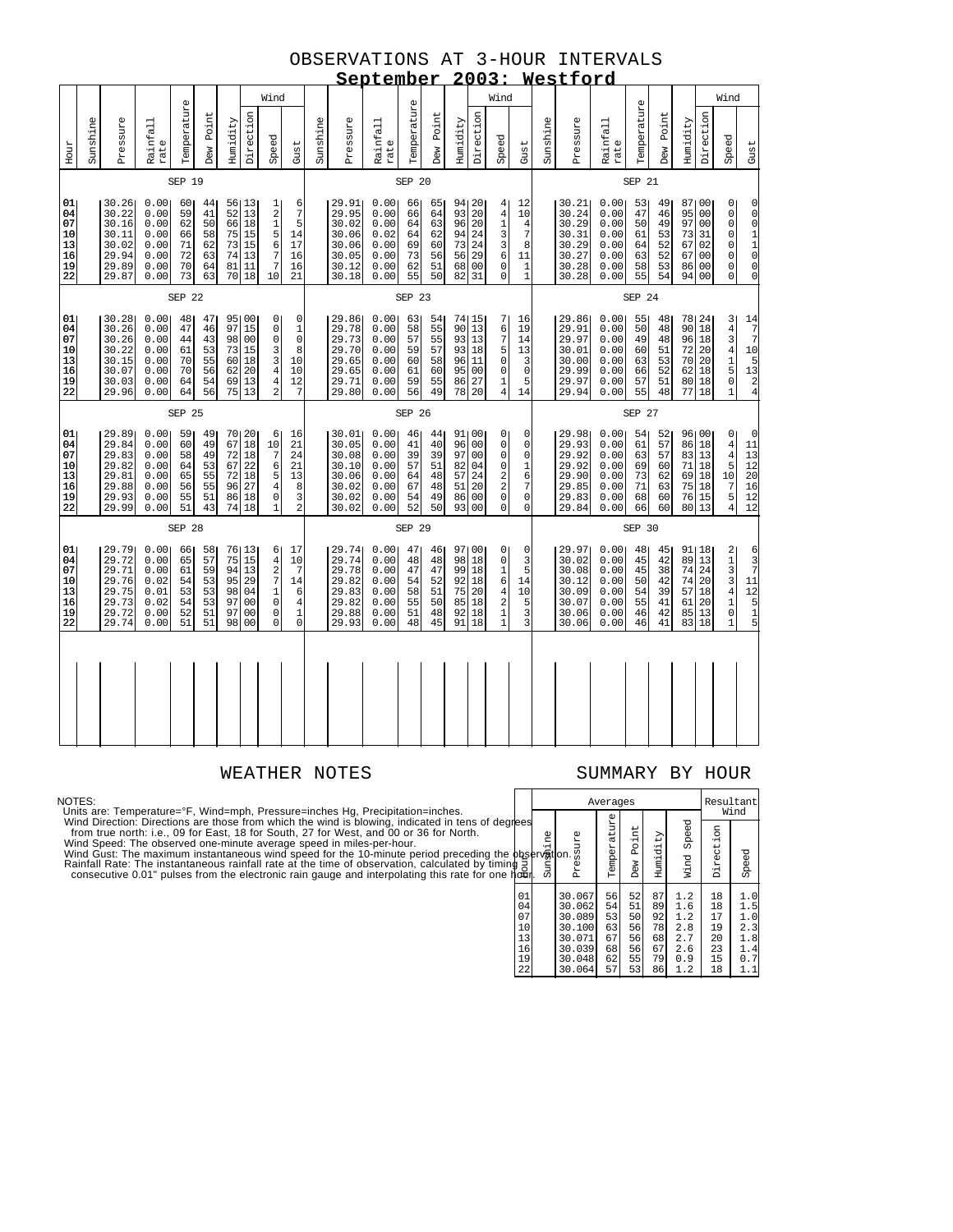# OBSERVATIONS AT 3-HOUR INTERVALS

## September 2003: Westford

### SEP 19

| Hour | Sunshine | Pressure | Rainfall rate | Temperature | Dew Point | Humidity | Wind Direction | Wind Speed | Wind Gust |
|---|---|---|---|---|---|---|---|---|---|
| 01 | | 30.26 | 0.00 | 60 | 44 | 56 | 13 | 1 | 6 |
| 04 | | 30.22 | 0.00 | 59 | 41 | 52 | 13 | 2 | 7 |
| 07 | | 30.16 | 0.00 | 62 | 50 | 66 | 18 | 1 | 5 |
| 10 | | 30.11 | 0.00 | 66 | 58 | 75 | 15 | 5 | 14 |
| 13 | | 30.02 | 0.00 | 71 | 62 | 73 | 15 | 6 | 17 |
| 16 | | 29.94 | 0.00 | 72 | 63 | 74 | 13 | 7 | 16 |
| 19 | | 29.89 | 0.00 | 70 | 64 | 81 | 11 | 7 | 16 |
| 22 | | 29.87 | 0.00 | 73 | 63 | 70 | 18 | 10 | 21 |

### SEP 20

| Hour | Sunshine | Pressure | Rainfall rate | Temperature | Dew Point | Humidity | Wind Direction | Wind Speed | Wind Gust |
|---|---|---|---|---|---|---|---|---|---|
| 01 | | 29.91 | 0.00 | 66 | 65 | 94 | 20 | 4 | 12 |
| 04 | | 29.95 | 0.00 | 66 | 64 | 93 | 20 | 4 | 10 |
| 07 | | 30.02 | 0.00 | 64 | 63 | 96 | 20 | 1 | 4 |
| 10 | | 30.06 | 0.02 | 64 | 62 | 94 | 24 | 3 | 7 |
| 13 | | 30.06 | 0.00 | 69 | 60 | 73 | 24 | 3 | 8 |
| 16 | | 30.05 | 0.00 | 73 | 56 | 56 | 29 | 6 | 11 |
| 19 | | 30.12 | 0.00 | 62 | 51 | 68 | 00 | 0 | 1 |
| 22 | | 30.18 | 0.00 | 55 | 50 | 82 | 31 | 0 | 1 |

### SEP 21

| Hour | Sunshine | Pressure | Rainfall rate | Temperature | Dew Point | Humidity | Wind Direction | Wind Speed | Wind Gust |
|---|---|---|---|---|---|---|---|---|---|
| 01 | | 30.21 | 0.00 | 53 | 49 | 87 | 00 | 0 | 0 |
| 04 | | 30.24 | 0.00 | 47 | 46 | 95 | 00 | 0 | 0 |
| 07 | | 30.29 | 0.00 | 50 | 49 | 97 | 00 | 0 | 0 |
| 10 | | 30.31 | 0.00 | 61 | 53 | 73 | 31 | 0 | 1 |
| 13 | | 30.29 | 0.00 | 64 | 52 | 67 | 02 | 0 | 1 |
| 16 | | 30.27 | 0.00 | 63 | 52 | 67 | 00 | 0 | 0 |
| 19 | | 30.28 | 0.00 | 58 | 53 | 86 | 00 | 0 | 0 |
| 22 | | 30.28 | 0.00 | 55 | 54 | 94 | 00 | 0 | 0 |

### SEP 22

| Hour | Sunshine | Pressure | Rainfall rate | Temperature | Dew Point | Humidity | Wind Direction | Wind Speed | Wind Gust |
|---|---|---|---|---|---|---|---|---|---|
| 01 | | 30.28 | 0.00 | 48 | 47 | 95 | 00 | 0 | 0 |
| 04 | | 30.26 | 0.00 | 47 | 46 | 97 | 15 | 0 | 1 |
| 07 | | 30.26 | 0.00 | 44 | 43 | 98 | 00 | 0 | 0 |
| 10 | | 30.22 | 0.00 | 61 | 53 | 73 | 15 | 3 | 8 |
| 13 | | 30.15 | 0.00 | 70 | 55 | 60 | 18 | 3 | 10 |
| 16 | | 30.07 | 0.00 | 70 | 56 | 62 | 20 | 4 | 10 |
| 19 | | 30.03 | 0.00 | 64 | 54 | 69 | 13 | 4 | 12 |
| 22 | | 29.96 | 0.00 | 64 | 56 | 75 | 13 | 2 | 7 |

### SEP 23

| Hour | Sunshine | Pressure | Rainfall rate | Temperature | Dew Point | Humidity | Wind Direction | Wind Speed | Wind Gust |
|---|---|---|---|---|---|---|---|---|---|
| 01 | | 29.86 | 0.00 | 63 | 54 | 74 | 15 | 7 | 16 |
| 04 | | 29.78 | 0.00 | 58 | 55 | 90 | 13 | 6 | 19 |
| 07 | | 29.73 | 0.00 | 57 | 55 | 93 | 13 | 7 | 14 |
| 10 | | 29.70 | 0.00 | 59 | 57 | 93 | 18 | 5 | 13 |
| 13 | | 29.65 | 0.00 | 60 | 58 | 96 | 11 | 0 | 3 |
| 16 | | 29.65 | 0.00 | 61 | 60 | 95 | 00 | 0 | 0 |
| 19 | | 29.71 | 0.00 | 59 | 55 | 86 | 27 | 1 | 5 |
| 22 | | 29.80 | 0.00 | 56 | 49 | 78 | 20 | 4 | 14 |

### SEP 24

| Hour | Sunshine | Pressure | Rainfall rate | Temperature | Dew Point | Humidity | Wind Direction | Wind Speed | Wind Gust |
|---|---|---|---|---|---|---|---|---|---|
| 01 | | 29.86 | 0.00 | 55 | 48 | 78 | 24 | 3 | 14 |
| 04 | | 29.91 | 0.00 | 50 | 48 | 90 | 18 | 4 | 7 |
| 07 | | 29.97 | 0.00 | 49 | 48 | 96 | 18 | 3 | 7 |
| 10 | | 30.01 | 0.00 | 60 | 51 | 72 | 20 | 4 | 10 |
| 13 | | 30.00 | 0.00 | 63 | 53 | 70 | 20 | 1 | 5 |
| 16 | | 29.99 | 0.00 | 66 | 52 | 62 | 18 | 5 | 13 |
| 19 | | 29.97 | 0.00 | 57 | 51 | 80 | 18 | 0 | 2 |
| 22 | | 29.94 | 0.00 | 55 | 48 | 77 | 18 | 1 | 4 |

### SEP 25

| Hour | Sunshine | Pressure | Rainfall rate | Temperature | Dew Point | Humidity | Wind Direction | Wind Speed | Wind Gust |
|---|---|---|---|---|---|---|---|---|---|
| 01 | | 29.89 | 0.00 | 59 | 49 | 70 | 20 | 6 | 16 |
| 04 | | 29.84 | 0.00 | 60 | 49 | 67 | 18 | 10 | 21 |
| 07 | | 29.83 | 0.00 | 58 | 49 | 72 | 18 | 7 | 24 |
| 10 | | 29.82 | 0.00 | 64 | 53 | 67 | 22 | 6 | 21 |
| 13 | | 29.81 | 0.00 | 65 | 55 | 72 | 18 | 5 | 13 |
| 16 | | 29.88 | 0.00 | 56 | 56 | 96 | 27 | 4 | 8 |
| 19 | | 29.93 | 0.00 | 55 | 51 | 86 | 18 | 0 | 3 |
| 22 | | 29.99 | 0.00 | 51 | 43 | 74 | 18 | 1 | 2 |

### SEP 26

| Hour | Sunshine | Pressure | Rainfall rate | Temperature | Dew Point | Humidity | Wind Direction | Wind Speed | Wind Gust |
|---|---|---|---|---|---|---|---|---|---|
| 01 | | 30.01 | 0.00 | 46 | 44 | 91 | 00 | 0 | 0 |
| 04 | | 30.05 | 0.00 | 41 | 40 | 96 | 00 | 0 | 0 |
| 07 | | 30.08 | 0.00 | 39 | 39 | 97 | 00 | 0 | 0 |
| 10 | | 30.10 | 0.00 | 57 | 51 | 82 | 04 | 0 | 1 |
| 13 | | 30.06 | 0.00 | 64 | 48 | 57 | 24 | 2 | 6 |
| 16 | | 30.02 | 0.00 | 67 | 48 | 51 | 20 | 2 | 7 |
| 19 | | 30.02 | 0.00 | 54 | 49 | 86 | 00 | 0 | 0 |
| 22 | | 30.02 | 0.00 | 52 | 50 | 93 | 00 | 0 | 0 |

### SEP 27

| Hour | Sunshine | Pressure | Rainfall rate | Temperature | Dew Point | Humidity | Wind Direction | Wind Speed | Wind Gust |
|---|---|---|---|---|---|---|---|---|---|
| 01 | | 29.98 | 0.00 | 54 | 52 | 96 | 00 | 0 | 0 |
| 04 | | 29.93 | 0.00 | 61 | 57 | 86 | 18 | 4 | 11 |
| 07 | | 29.92 | 0.00 | 63 | 57 | 83 | 13 | 4 | 13 |
| 10 | | 29.92 | 0.00 | 69 | 60 | 71 | 18 | 5 | 12 |
| 13 | | 29.90 | 0.00 | 73 | 62 | 69 | 18 | 10 | 20 |
| 16 | | 29.85 | 0.00 | 71 | 63 | 75 | 18 | 7 | 16 |
| 19 | | 29.83 | 0.00 | 68 | 60 | 76 | 15 | 5 | 12 |
| 22 | | 29.84 | 0.00 | 66 | 60 | 80 | 13 | 4 | 12 |

### SEP 28

| Hour | Sunshine | Pressure | Rainfall rate | Temperature | Dew Point | Humidity | Wind Direction | Wind Speed | Wind Gust |
|---|---|---|---|---|---|---|---|---|---|
| 01 | | 29.79 | 0.00 | 66 | 58 | 76 | 13 | 6 | 17 |
| 04 | | 29.72 | 0.00 | 65 | 57 | 75 | 15 | 4 | 10 |
| 07 | | 29.71 | 0.00 | 61 | 59 | 94 | 13 | 2 | 7 |
| 10 | | 29.76 | 0.02 | 54 | 53 | 95 | 29 | 7 | 14 |
| 13 | | 29.75 | 0.01 | 53 | 53 | 98 | 04 | 1 | 6 |
| 16 | | 29.73 | 0.02 | 54 | 53 | 97 | 00 | 0 | 4 |
| 19 | | 29.72 | 0.00 | 52 | 51 | 97 | 00 | 0 | 1 |
| 22 | | 29.74 | 0.00 | 51 | 51 | 98 | 00 | 0 | 0 |

### SEP 29

| Hour | Sunshine | Pressure | Rainfall rate | Temperature | Dew Point | Humidity | Wind Direction | Wind Speed | Wind Gust |
|---|---|---|---|---|---|---|---|---|---|
| 01 | | 29.74 | 0.00 | 47 | 46 | 97 | 00 | 0 | 0 |
| 04 | | 29.74 | 0.00 | 48 | 48 | 98 | 18 | 0 | 3 |
| 07 | | 29.78 | 0.00 | 47 | 47 | 99 | 18 | 1 | 5 |
| 10 | | 29.82 | 0.00 | 54 | 52 | 92 | 18 | 6 | 14 |
| 13 | | 29.83 | 0.00 | 58 | 51 | 75 | 20 | 4 | 10 |
| 16 | | 29.82 | 0.00 | 55 | 50 | 85 | 18 | 2 | 5 |
| 19 | | 29.88 | 0.00 | 51 | 48 | 92 | 18 | 1 | 3 |
| 22 | | 29.93 | 0.00 | 48 | 45 | 91 | 18 | 1 | 3 |

### SEP 30

| Hour | Sunshine | Pressure | Rainfall rate | Temperature | Dew Point | Humidity | Wind Direction | Wind Speed | Wind Gust |
|---|---|---|---|---|---|---|---|---|---|
| 01 | | 29.97 | 0.00 | 48 | 45 | 91 | 18 | 2 | 6 |
| 04 | | 30.02 | 0.00 | 45 | 42 | 89 | 13 | 1 | 3 |
| 07 | | 30.08 | 0.00 | 45 | 38 | 74 | 24 | 3 | 7 |
| 10 | | 30.12 | 0.00 | 50 | 42 | 74 | 20 | 3 | 11 |
| 13 | | 30.09 | 0.00 | 54 | 39 | 57 | 18 | 4 | 12 |
| 16 | | 30.07 | 0.00 | 55 | 41 | 61 | 20 | 1 | 5 |
| 19 | | 30.06 | 0.00 | 46 | 42 | 85 | 13 | 0 | 1 |
| 22 | | 30.06 | 0.00 | 46 | 41 | 83 | 18 | 1 | 5 |

## WEATHER NOTES

NOTES:
Units are: Temperature=°F, Wind=mph, Pressure=inches Hg, Precipitation=inches.
Wind Direction: Directions are those from which the wind is blowing, indicated in tens of degrees from true north: i.e., 09 for East, 18 for South, 27 for West, and 00 or 36 for North.
Wind Speed: The observed one-minute average speed in miles-per-hour.
Wind Gust: The maximum instantaneous wind speed for the 10-minute period preceding the observation.
Rainfall Rate: The instantaneous rainfall rate at the time of observation, calculated by timing two consecutive 0.01" pulses from the electronic rain gauge and interpolating this rate for one hour.

## SUMMARY BY HOUR

| Hour | Sunshine | Averages: Pressure | Temperature | Dew Point | Humidity | Wind Speed | Resultant Wind: Direction | Speed |
|---|---|---|---|---|---|---|---|---|
| 01 | | 30.067 | 56 | 52 | 87 | 1.2 | 18 | 1.0 |
| 04 | | 30.062 | 54 | 51 | 89 | 1.6 | 18 | 1.5 |
| 07 | | 30.089 | 53 | 50 | 92 | 1.2 | 17 | 1.0 |
| 10 | | 30.100 | 63 | 56 | 78 | 2.8 | 19 | 2.3 |
| 13 | | 30.071 | 67 | 56 | 68 | 2.7 | 20 | 1.8 |
| 16 | | 30.039 | 68 | 56 | 67 | 2.6 | 23 | 1.4 |
| 19 | | 30.048 | 62 | 55 | 79 | 0.9 | 15 | 0.7 |
| 22 | | 30.064 | 57 | 53 | 86 | 1.2 | 18 | 1.1 |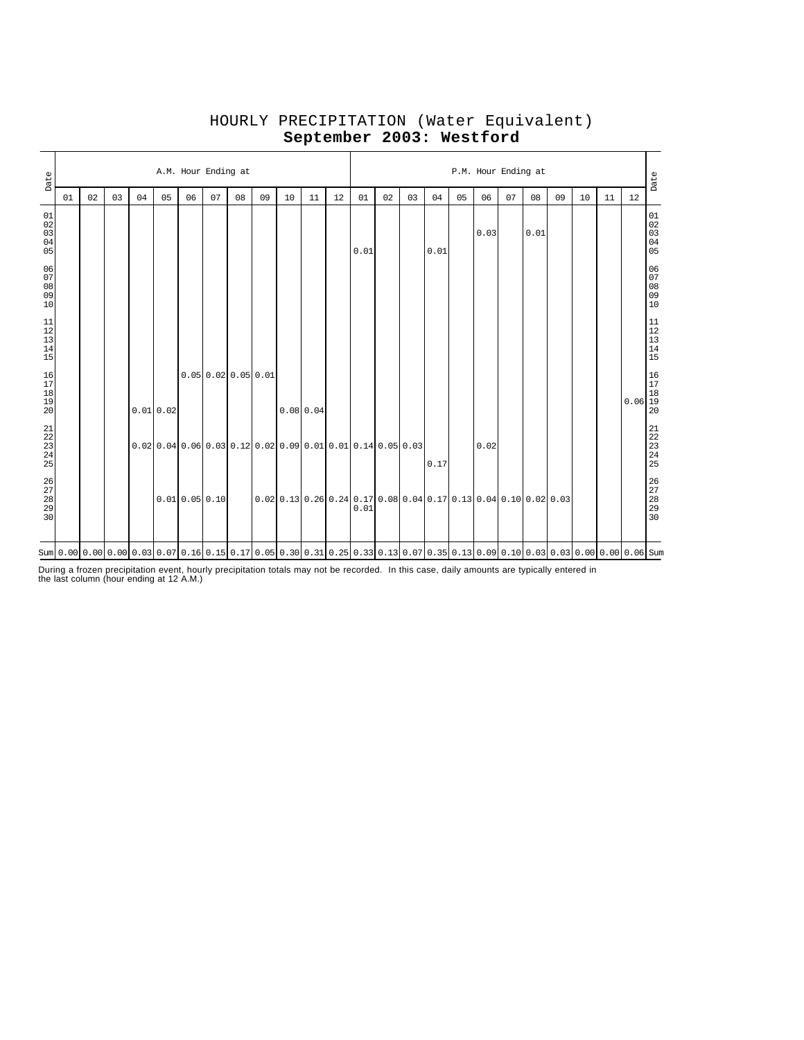# HOURLY PRECIPITATION (Water Equivalent)

## **September 2003: Westford**

| Date | A.M. Hour Ending at | | | | | | | | | | | | P.M. Hour Ending at | | | | | | | | | | | | Date |
|---|---|---|---|---|---|---|---|---|---|---|---|---|---|---|---|---|---|---|---|---|---|---|---|---|---|
| | 01 | 02 | 03 | 04 | 05 | 06 | 07 | 08 | 09 | 10 | 11 | 12 | 01 | 02 | 03 | 04 | 05 | 06 | 07 | 08 | 09 | 10 | 11 | 12 | |
| 01 | | | | | | | | | | | | | | | | | | | | | | | | | 01 |
| 02 | | | | | | | | | | | | | | | | | | | | | | | | | 02 |
| 03 | | | | | | | | | | | | | | | | | | 0.03 | | 0.01 | | | | | 03 |
| 04 | | | | | | | | | | | | | | | | | | | | | | | | | 04 |
| 05 | | | | | | | | | | | | | 0.01 | | | 0.01 | | | | | | | | | 05 |
| 06 | | | | | | | | | | | | | | | | | | | | | | | | | 06 |
| 07 | | | | | | | | | | | | | | | | | | | | | | | | | 07 |
| 08 | | | | | | | | | | | | | | | | | | | | | | | | | 08 |
| 09 | | | | | | | | | | | | | | | | | | | | | | | | | 09 |
| 10 | | | | | | | | | | | | | | | | | | | | | | | | | 10 |
| 11 | | | | | | | | | | | | | | | | | | | | | | | | | 11 |
| 12 | | | | | | | | | | | | | | | | | | | | | | | | | 12 |
| 13 | | | | | | | | | | | | | | | | | | | | | | | | | 13 |
| 14 | | | | | | | | | | | | | | | | | | | | | | | | | 14 |
| 15 | | | | | | | | | | | | | | | | | | | | | | | | | 15 |
| 16 | | | | | | 0.05 | 0.02 | 0.05 | 0.01 | | | | | | | | | | | | | | | | 16 |
| 17 | | | | | | | | | | | | | | | | | | | | | | | | | 17 |
| 18 | | | | | | | | | | | | | | | | | | | | | | | | | 18 |
| 19 | | | | | | | | | | | | | | | | | | | | | | | | 0.06 | 19 |
| 20 | | | | 0.01 | 0.02 | | | | | 0.08 | 0.04 | | | | | | | | | | | | | | 20 |
| 21 | | | | | | | | | | | | | | | | | | | | | | | | | 21 |
| 22 | | | | | | | | | | | | | | | | | | | | | | | | | 22 |
| 23 | | | | 0.02 | 0.04 | 0.06 | 0.03 | 0.12 | 0.02 | 0.09 | 0.01 | 0.01 | 0.14 | 0.05 | 0.03 | | | 0.02 | | | | | | | 23 |
| 24 | | | | | | | | | | | | | | | | | | | | | | | | | 24 |
| 25 | | | | | | | | | | | | | | | | 0.17 | | | | | | | | | 25 |
| 26 | | | | | | | | | | | | | | | | | | | | | | | | | 26 |
| 27 | | | | | | | | | | | | | | | | | | | | | | | | | 27 |
| 28 | | | | | 0.01 | 0.05 | 0.10 | | 0.02 | 0.13 | 0.26 | 0.24 | 0.17 | 0.08 | 0.04 | 0.17 | 0.13 | 0.04 | 0.10 | 0.02 | 0.03 | | | | 28 |
| 29 | | | | | | | | | | | | | 0.01 | | | | | | | | | | | | 29 |
| 30 | | | | | | | | | | | | | | | | | | | | | | | | | 30 |
| Sum | 0.00 | 0.00 | 0.00 | 0.03 | 0.07 | 0.16 | 0.15 | 0.17 | 0.05 | 0.30 | 0.31 | 0.25 | 0.33 | 0.13 | 0.07 | 0.35 | 0.13 | 0.09 | 0.10 | 0.03 | 0.03 | 0.00 | 0.00 | 0.06 | Sum |

During a frozen precipitation event, hourly precipitation totals may not be recorded. In this case, daily amounts are typically entered in the last column (hour ending at 12 A.M.)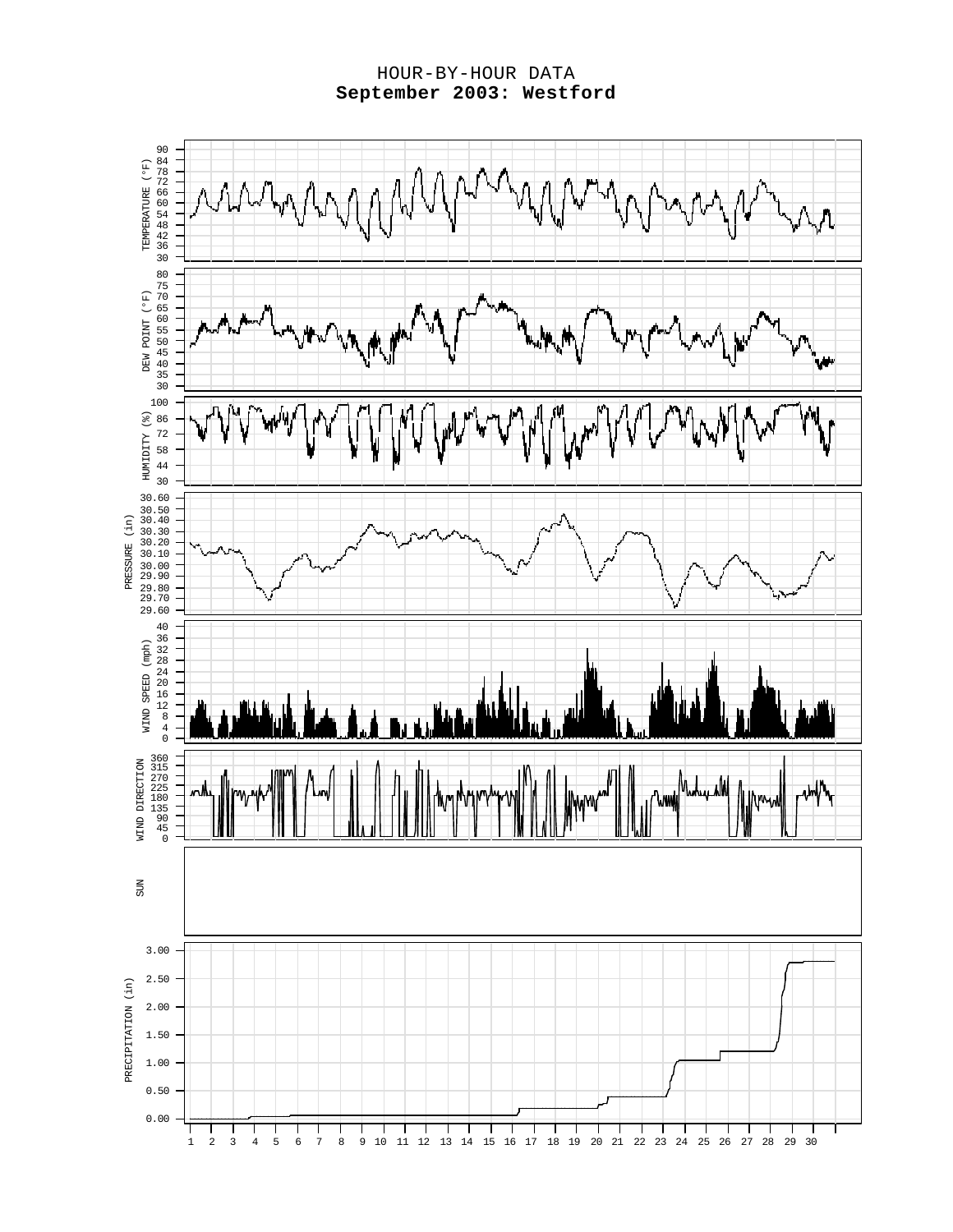HOUR-BY-HOUR DATA

**September 2003: Westford**

TEMPERATURE (°F)

DEW POINT (°F)

HUMIDITY (%)

PRESSURE (in)

WIND SPEED (mph)

WIND DIRECTION

SUN

PRECIPITATION (in)

1 2 3 4 5 6 7 8 9 10 11 12 13 14 15 16 17 18 19 20 21 22 23 24 25 26 27 28 29 30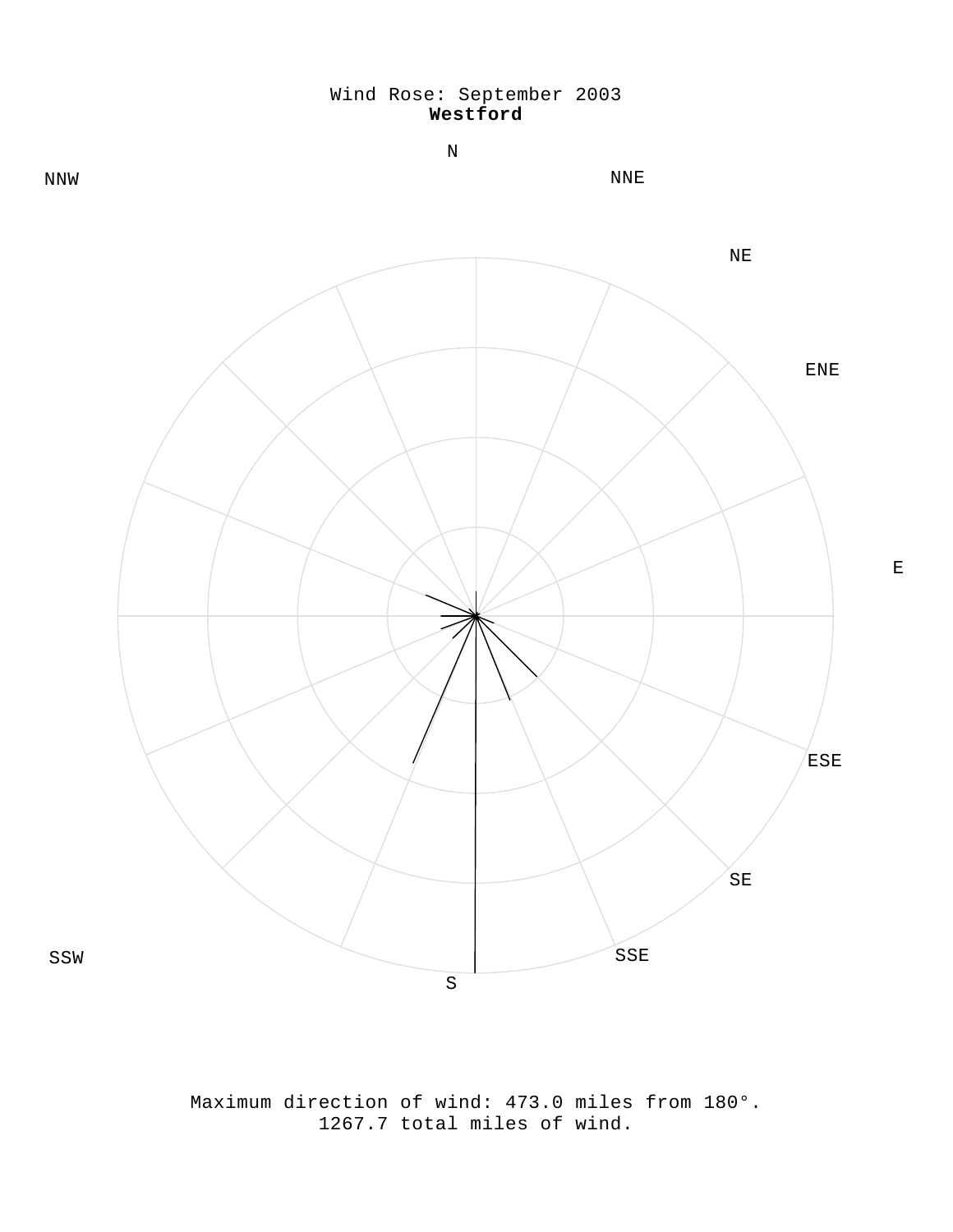Wind Rose: September 2003

**Westford**

N

NNE

NE

ENE

E

ESE

SE

SSE

S

SSW

NNW

Maximum direction of wind: 473.0 miles from 180°.

1267.7 total miles of wind.